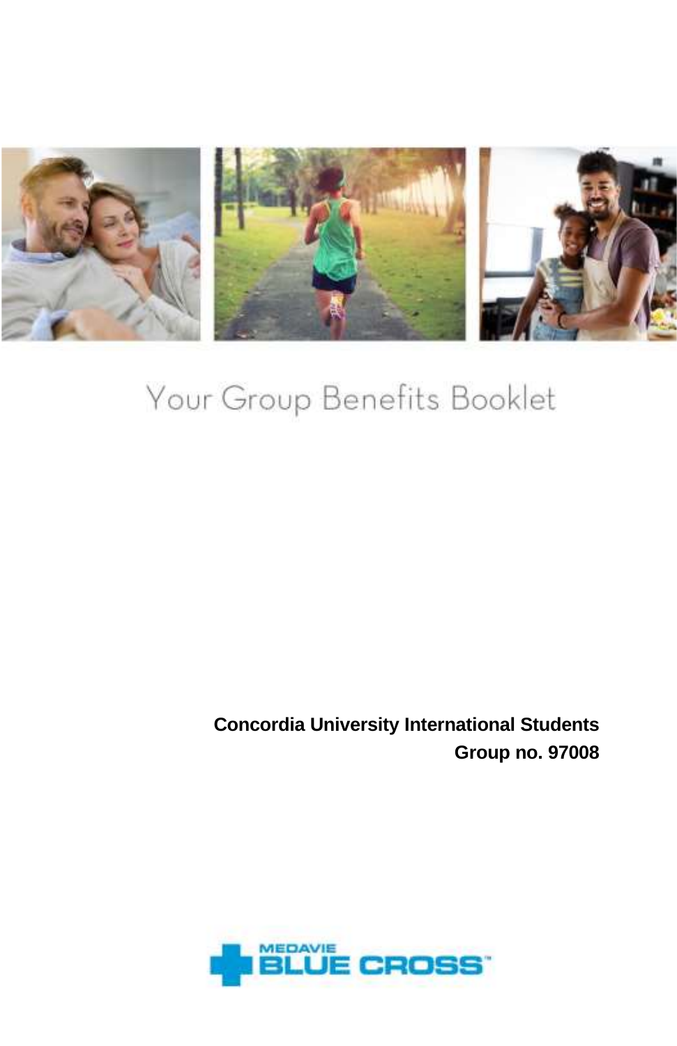# Your Group Benefits Booklet

**Concordia University International Students**
**Group no. 97008**

MEDAVIE BLUE CROSS™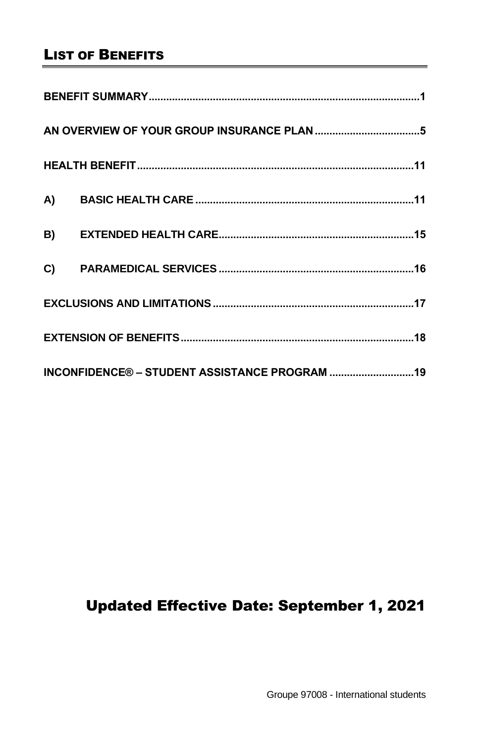# List of Benefits

**BENEFIT SUMMARY**.....................................................................................**1**

**AN OVERVIEW OF YOUR GROUP INSURANCE PLAN**...................................**5**

**HEALTH BENEFIT**.......................................................................................**11**

**A) BASIC HEALTH CARE**...........................................................................**11**

**B) EXTENDED HEALTH CARE**....................................................................**15**

**C) PARAMEDICAL SERVICES**.....................................................................**16**

**EXCLUSIONS AND LIMITATIONS**..................................................................**17**

**EXTENSION OF BENEFITS**............................................................................**18**

**INCONFIDENCE® – STUDENT ASSISTANCE PROGRAM**.............................**19**

## Updated Effective Date: September 1, 2021

Groupe 97008 - International students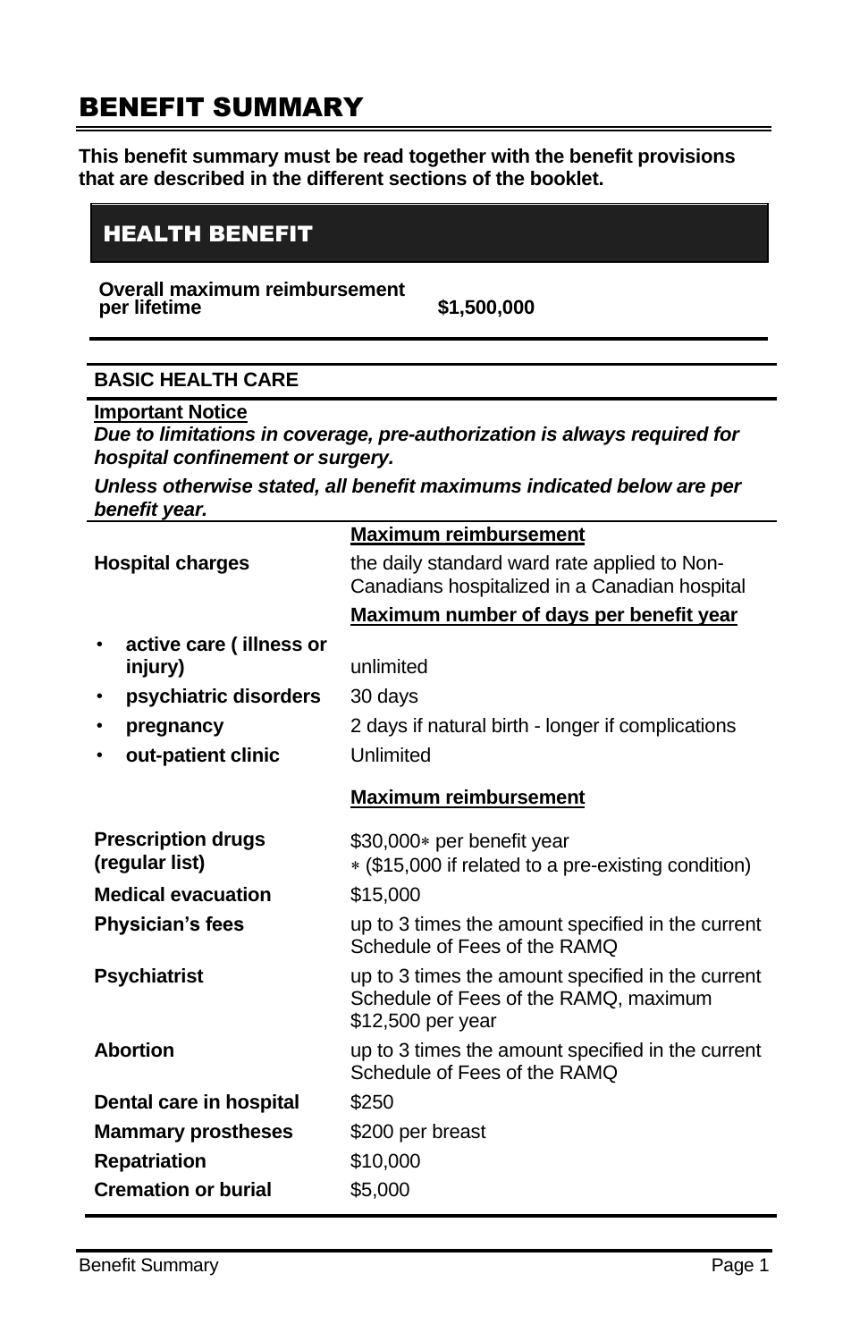# BENEFIT SUMMARY

**This benefit summary must be read together with the benefit provisions that are described in the different sections of the booklet.**

## HEALTH BENEFIT

| **Overall maximum reimbursement per lifetime** | **$1,500,000** |
|---|---|

### BASIC HEALTH CARE

**Important Notice**

***Due to limitations in coverage, pre-authorization is always required for hospital confinement or surgery.***

***Unless otherwise stated, all benefit maximums indicated below are per benefit year.***

| | **Maximum reimbursement** |
|---|---|
| **Hospital charges** | the daily standard ward rate applied to Non-Canadians hospitalized in a Canadian hospital |
| | **Maximum number of days per benefit year** |
| • **active care ( illness or injury)** | unlimited |
| • **psychiatric disorders** | 30 days |
| • **pregnancy** | 2 days if natural birth - longer if complications |
| • **out-patient clinic** | Unlimited |
| | **Maximum reimbursement** |
| **Prescription drugs (regular list)** | $30,000* per benefit year<br>* ($15,000 if related to a pre-existing condition) |
| **Medical evacuation** | $15,000 |
| **Physician's fees** | up to 3 times the amount specified in the current Schedule of Fees of the RAMQ |
| **Psychiatrist** | up to 3 times the amount specified in the current Schedule of Fees of the RAMQ, maximum $12,500 per year |
| **Abortion** | up to 3 times the amount specified in the current Schedule of Fees of the RAMQ |
| **Dental care in hospital** | $250 |
| **Mammary prostheses** | $200 per breast |
| **Repatriation** | $10,000 |
| **Cremation or burial** | $5,000 |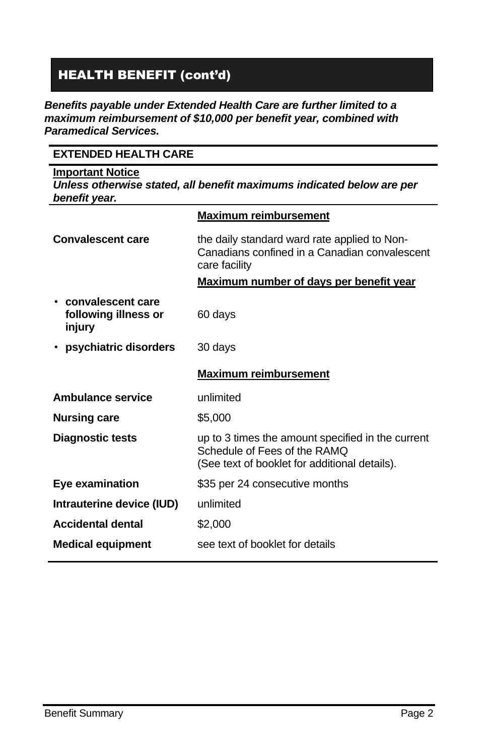## HEALTH BENEFIT (cont'd)

***Benefits payable under Extended Health Care are further limited to a maximum reimbursement of $10,000 per benefit year, combined with Paramedical Services.***

| **EXTENDED HEALTH CARE** | |
|---|---|
| **Important Notice** *Unless otherwise stated, all benefit maximums indicated below are per benefit year.* | |
| | **Maximum reimbursement** |
| **Convalescent care** | the daily standard ward rate applied to Non-Canadians confined in a Canadian convalescent care facility |
| | **Maximum number of days per benefit year** |
| • **convalescent care following illness or injury** | 60 days |
| • **psychiatric disorders** | 30 days |
| | **Maximum reimbursement** |
| **Ambulance service** | unlimited |
| **Nursing care** | $5,000 |
| **Diagnostic tests** | up to 3 times the amount specified in the current Schedule of Fees of the RAMQ (See text of booklet for additional details). |
| **Eye examination** | $35 per 24 consecutive months |
| **Intrauterine device (IUD)** | unlimited |
| **Accidental dental** | $2,000 |
| **Medical equipment** | see text of booklet for details |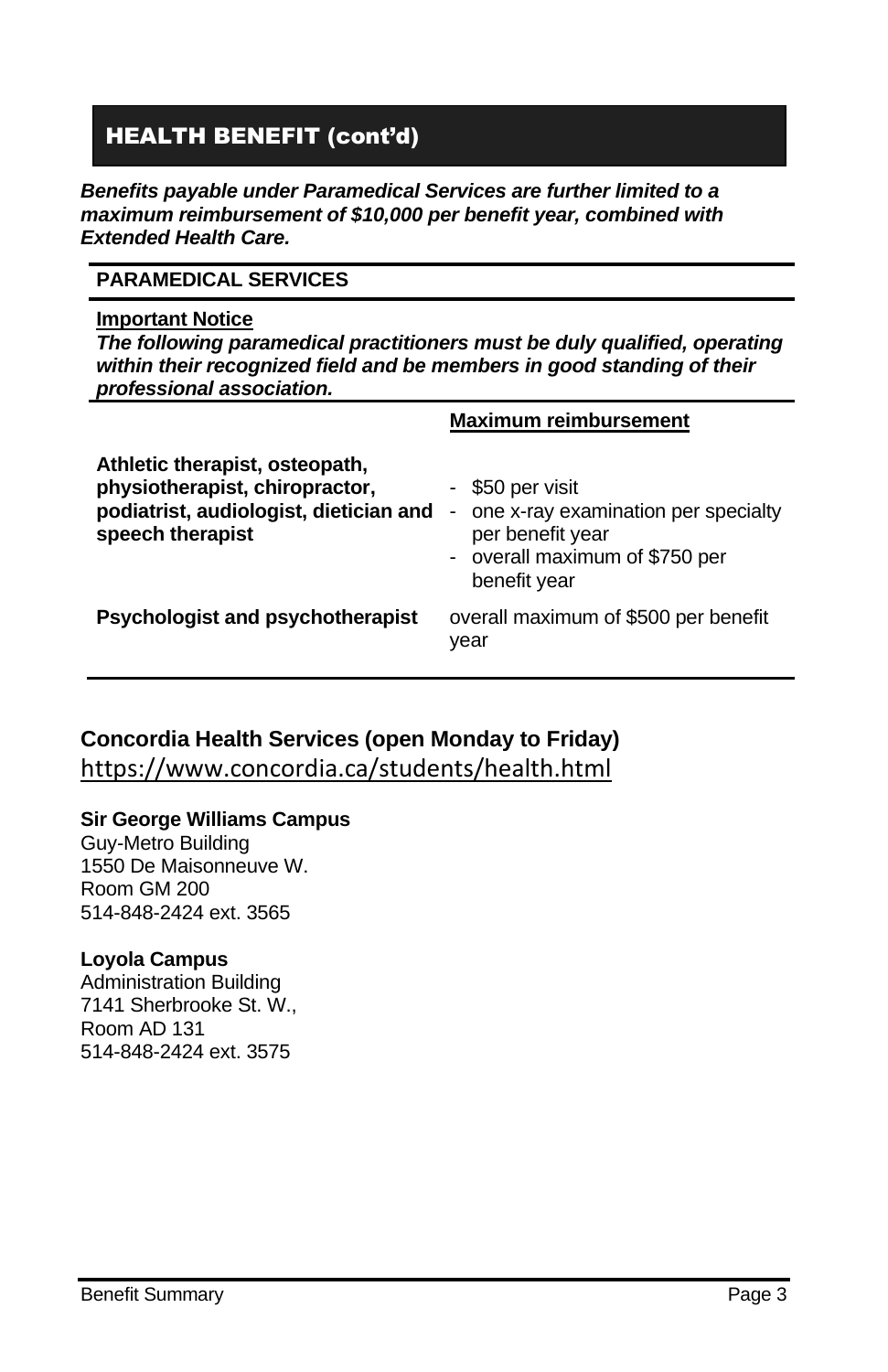## HEALTH BENEFIT (cont'd)

***Benefits payable under Paramedical Services are further limited to a maximum reimbursement of $10,000 per benefit year, combined with Extended Health Care.***

### PARAMEDICAL SERVICES

**Important Notice**

***The following paramedical practitioners must be duly qualified, operating within their recognized field and be members in good standing of their professional association.***

| | **Maximum reimbursement** |
|---|---|
| **Athletic therapist, osteopath, physiotherapist, chiropractor, podiatrist, audiologist, dietician and speech therapist** | - $50 per visit<br>- one x-ray examination per specialty per benefit year<br>- overall maximum of $750 per benefit year |
| **Psychologist and psychotherapist** | overall maximum of $500 per benefit year |

**Concordia Health Services (open Monday to Friday)**
https://www.concordia.ca/students/health.html

**Sir George Williams Campus**
Guy-Metro Building
1550 De Maisonneuve W.
Room GM 200
514-848-2424 ext. 3565

**Loyola Campus**
Administration Building
7141 Sherbrooke St. W.,
Room AD 131
514-848-2424 ext. 3575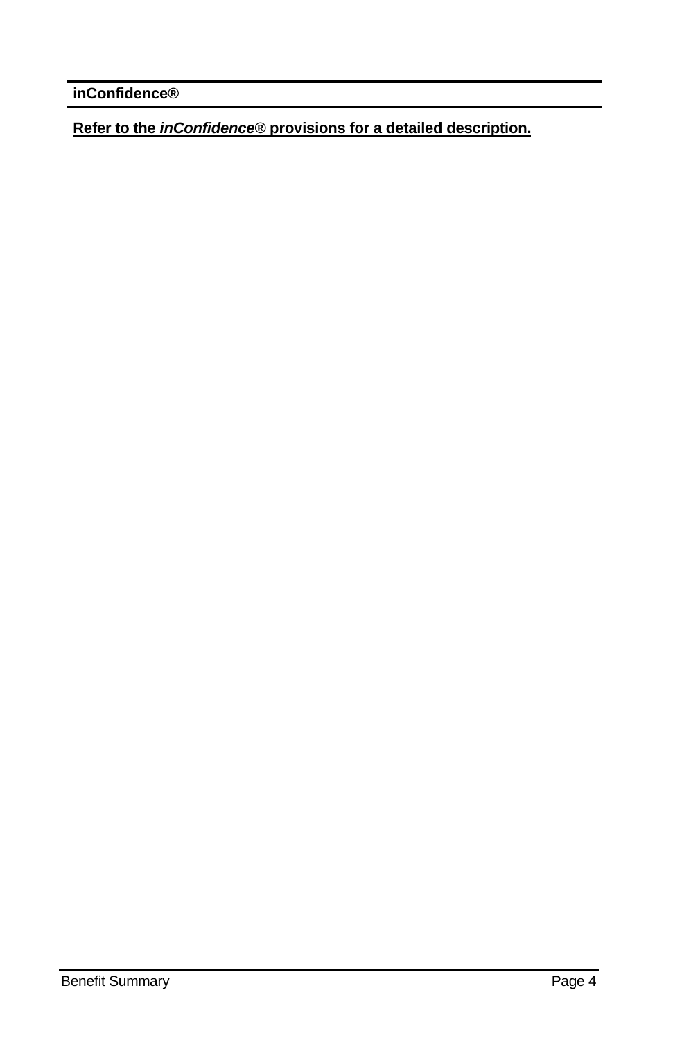**inConfidence®**

**Refer to the *inConfidence®* provisions for a detailed description.**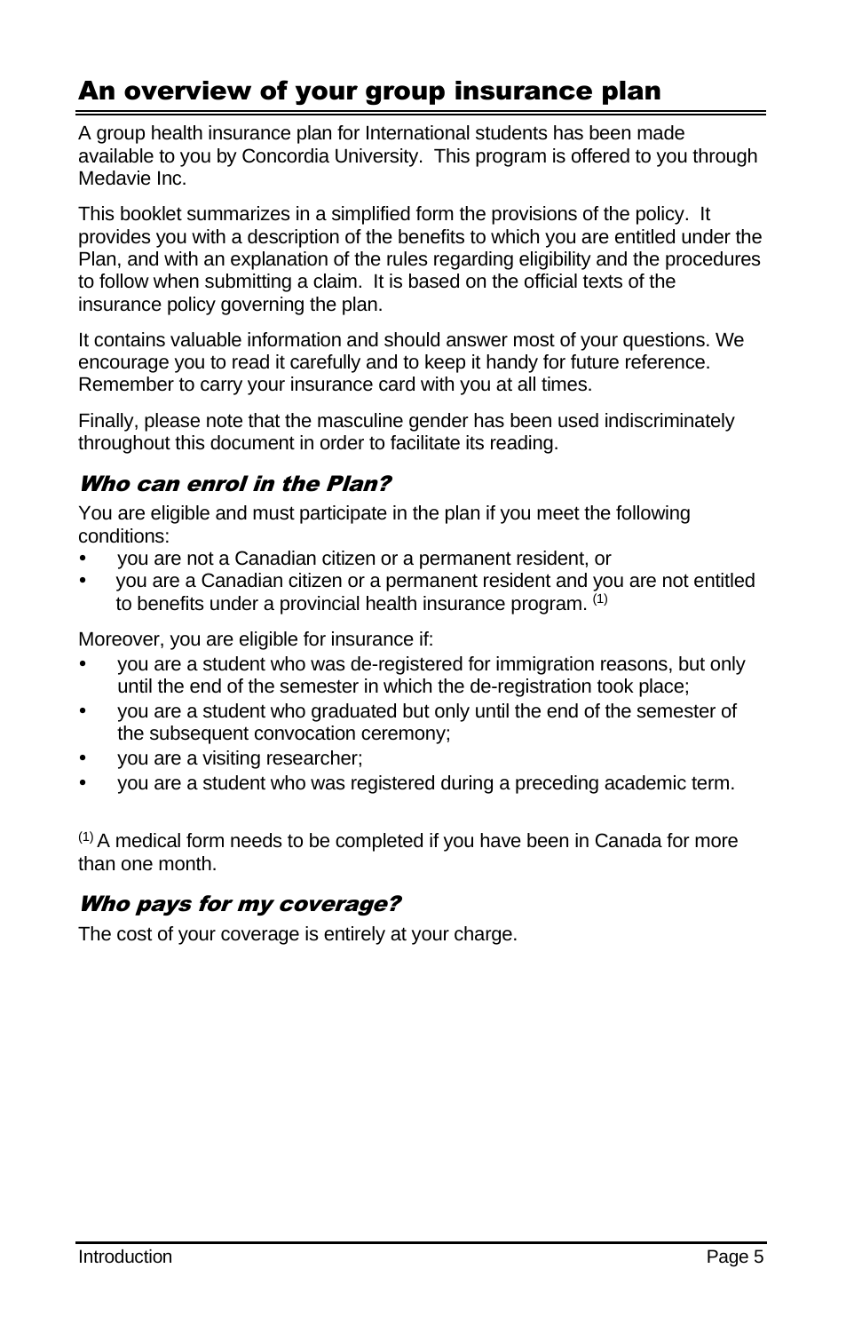# An overview of your group insurance plan

A group health insurance plan for International students has been made available to you by Concordia University. This program is offered to you through Medavie Inc.

This booklet summarizes in a simplified form the provisions of the policy. It provides you with a description of the benefits to which you are entitled under the Plan, and with an explanation of the rules regarding eligibility and the procedures to follow when submitting a claim. It is based on the official texts of the insurance policy governing the plan.

It contains valuable information and should answer most of your questions. We encourage you to read it carefully and to keep it handy for future reference. Remember to carry your insurance card with you at all times.

Finally, please note that the masculine gender has been used indiscriminately throughout this document in order to facilitate its reading.

## *Who can enrol in the Plan?*

You are eligible and must participate in the plan if you meet the following conditions:

- you are not a Canadian citizen or a permanent resident, or
- you are a Canadian citizen or a permanent resident and you are not entitled to benefits under a provincial health insurance program. [(1)]

Moreover, you are eligible for insurance if:

- you are a student who was de-registered for immigration reasons, but only until the end of the semester in which the de-registration took place;
- you are a student who graduated but only until the end of the semester of the subsequent convocation ceremony;
- you are a visiting researcher;
- you are a student who was registered during a preceding academic term.

[(1)] A medical form needs to be completed if you have been in Canada for more than one month.

## *Who pays for my coverage?*

The cost of your coverage is entirely at your charge.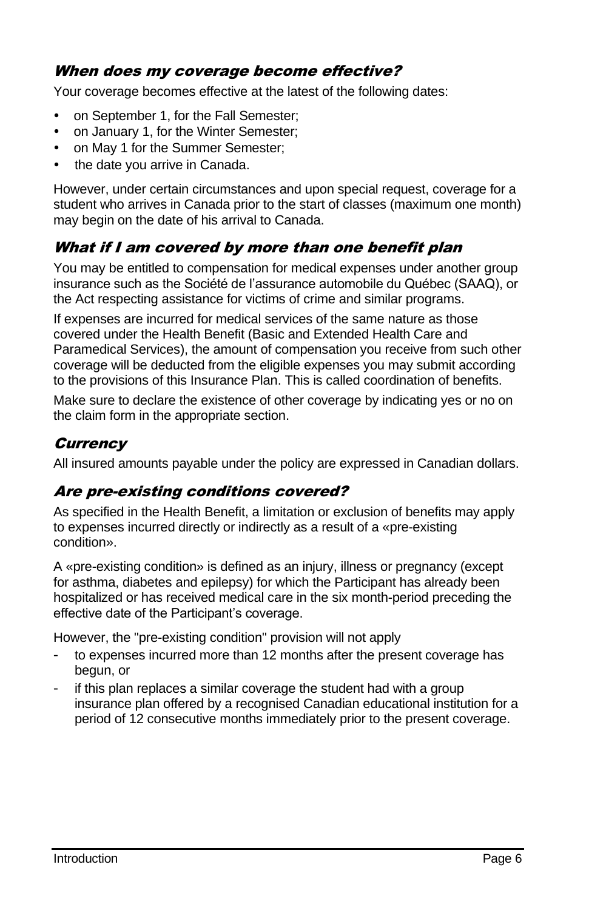### *When does my coverage become effective?*

Your coverage becomes effective at the latest of the following dates:

- on September 1, for the Fall Semester;
- on January 1, for the Winter Semester;
- on May 1 for the Summer Semester;
- the date you arrive in Canada.

However, under certain circumstances and upon special request, coverage for a student who arrives in Canada prior to the start of classes (maximum one month) may begin on the date of his arrival to Canada.

### *What if I am covered by more than one benefit plan*

You may be entitled to compensation for medical expenses under another group insurance such as the Société de l'assurance automobile du Québec (SAAQ), or the Act respecting assistance for victims of crime and similar programs.

If expenses are incurred for medical services of the same nature as those covered under the Health Benefit (Basic and Extended Health Care and Paramedical Services), the amount of compensation you receive from such other coverage will be deducted from the eligible expenses you may submit according to the provisions of this Insurance Plan. This is called coordination of benefits.

Make sure to declare the existence of other coverage by indicating yes or no on the claim form in the appropriate section.

### *Currency*

All insured amounts payable under the policy are expressed in Canadian dollars.

### *Are pre-existing conditions covered?*

As specified in the Health Benefit, a limitation or exclusion of benefits may apply to expenses incurred directly or indirectly as a result of a «pre-existing condition».

A «pre-existing condition» is defined as an injury, illness or pregnancy (except for asthma, diabetes and epilepsy) for which the Participant has already been hospitalized or has received medical care in the six month-period preceding the effective date of the Participant's coverage.

However, the "pre-existing condition" provision will not apply

- to expenses incurred more than 12 months after the present coverage has begun, or
- if this plan replaces a similar coverage the student had with a group insurance plan offered by a recognised Canadian educational institution for a period of 12 consecutive months immediately prior to the present coverage.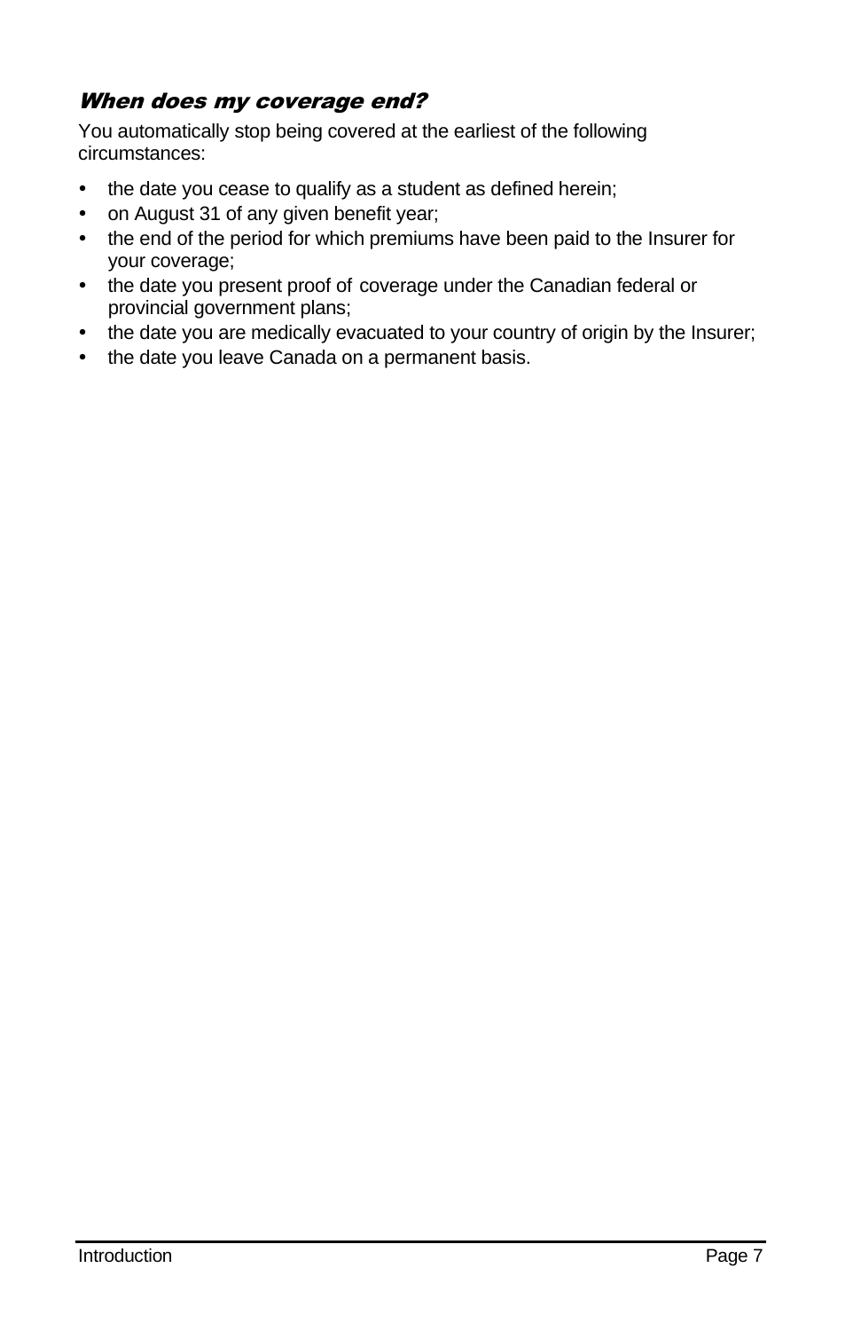### *When does my coverage end?*

You automatically stop being covered at the earliest of the following circumstances:

- the date you cease to qualify as a student as defined herein;
- on August 31 of any given benefit year;
- the end of the period for which premiums have been paid to the Insurer for your coverage;
- the date you present proof of coverage under the Canadian federal or provincial government plans;
- the date you are medically evacuated to your country of origin by the Insurer;
- the date you leave Canada on a permanent basis.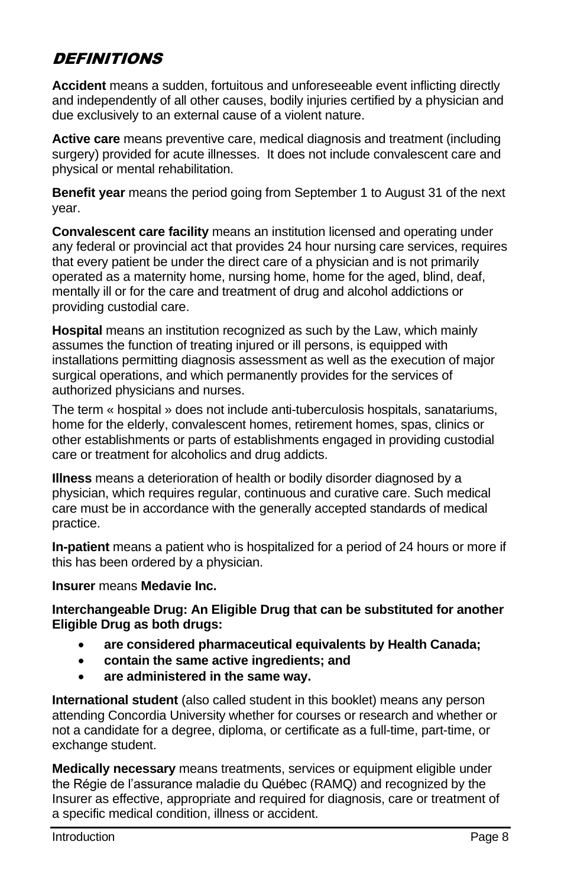## DEFINITIONS

**Accident** means a sudden, fortuitous and unforeseeable event inflicting directly and independently of all other causes, bodily injuries certified by a physician and due exclusively to an external cause of a violent nature.

**Active care** means preventive care, medical diagnosis and treatment (including surgery) provided for acute illnesses. It does not include convalescent care and physical or mental rehabilitation.

**Benefit year** means the period going from September 1 to August 31 of the next year.

**Convalescent care facility** means an institution licensed and operating under any federal or provincial act that provides 24 hour nursing care services, requires that every patient be under the direct care of a physician and is not primarily operated as a maternity home, nursing home, home for the aged, blind, deaf, mentally ill or for the care and treatment of drug and alcohol addictions or providing custodial care.

**Hospital** means an institution recognized as such by the Law, which mainly assumes the function of treating injured or ill persons, is equipped with installations permitting diagnosis assessment as well as the execution of major surgical operations, and which permanently provides for the services of authorized physicians and nurses.

The term « hospital » does not include anti-tuberculosis hospitals, sanatariums, home for the elderly, convalescent homes, retirement homes, spas, clinics or other establishments or parts of establishments engaged in providing custodial care or treatment for alcoholics and drug addicts.

**Illness** means a deterioration of health or bodily disorder diagnosed by a physician, which requires regular, continuous and curative care. Such medical care must be in accordance with the generally accepted standards of medical practice.

**In-patient** means a patient who is hospitalized for a period of 24 hours or more if this has been ordered by a physician.

**Insurer** means **Medavie Inc.**

**Interchangeable Drug: An Eligible Drug that can be substituted for another Eligible Drug as both drugs:**

- **are considered pharmaceutical equivalents by Health Canada;**
- **contain the same active ingredients; and**
- **are administered in the same way.**

**International student** (also called student in this booklet) means any person attending Concordia University whether for courses or research and whether or not a candidate for a degree, diploma, or certificate as a full-time, part-time, or exchange student.

**Medically necessary** means treatments, services or equipment eligible under the Régie de l'assurance maladie du Québec (RAMQ) and recognized by the Insurer as effective, appropriate and required for diagnosis, care or treatment of a specific medical condition, illness or accident.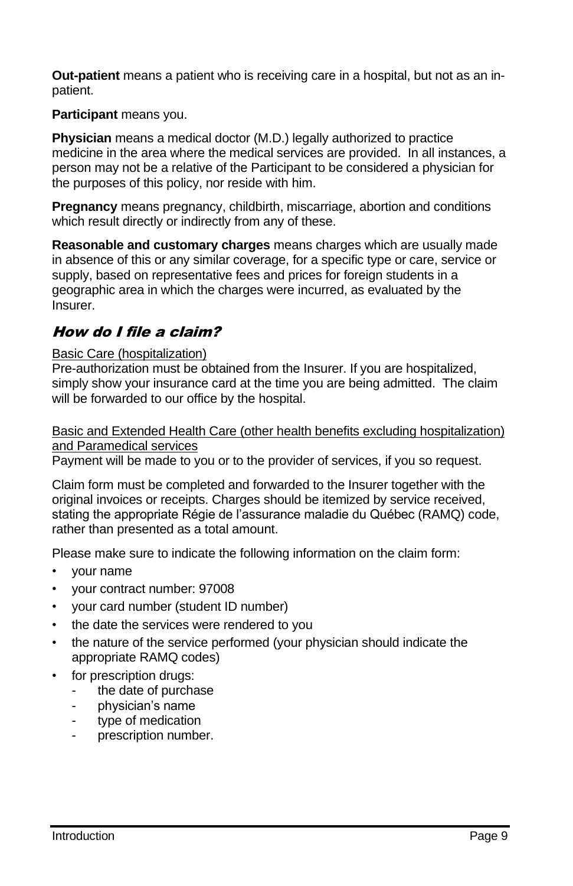**Out-patient** means a patient who is receiving care in a hospital, but not as an in-patient.

**Participant** means you.

**Physician** means a medical doctor (M.D.) legally authorized to practice medicine in the area where the medical services are provided. In all instances, a person may not be a relative of the Participant to be considered a physician for the purposes of this policy, nor reside with him.

**Pregnancy** means pregnancy, childbirth, miscarriage, abortion and conditions which result directly or indirectly from any of these.

**Reasonable and customary charges** means charges which are usually made in absence of this or any similar coverage, for a specific type or care, service or supply, based on representative fees and prices for foreign students in a geographic area in which the charges were incurred, as evaluated by the Insurer.

## *How do I file a claim?*

<u>Basic Care (hospitalization)</u>

Pre-authorization must be obtained from the Insurer. If you are hospitalized, simply show your insurance card at the time you are being admitted. The claim will be forwarded to our office by the hospital.

<u>Basic and Extended Health Care (other health benefits excluding hospitalization) and Paramedical services</u>

Payment will be made to you or to the provider of services, if you so request.

Claim form must be completed and forwarded to the Insurer together with the original invoices or receipts. Charges should be itemized by service received, stating the appropriate Régie de l'assurance maladie du Québec (RAMQ) code, rather than presented as a total amount.

Please make sure to indicate the following information on the claim form:

- your name
- your contract number: 97008
- your card number (student ID number)
- the date the services were rendered to you
- the nature of the service performed (your physician should indicate the appropriate RAMQ codes)
- for prescription drugs:
  - the date of purchase
  - physician's name
  - type of medication
  - prescription number.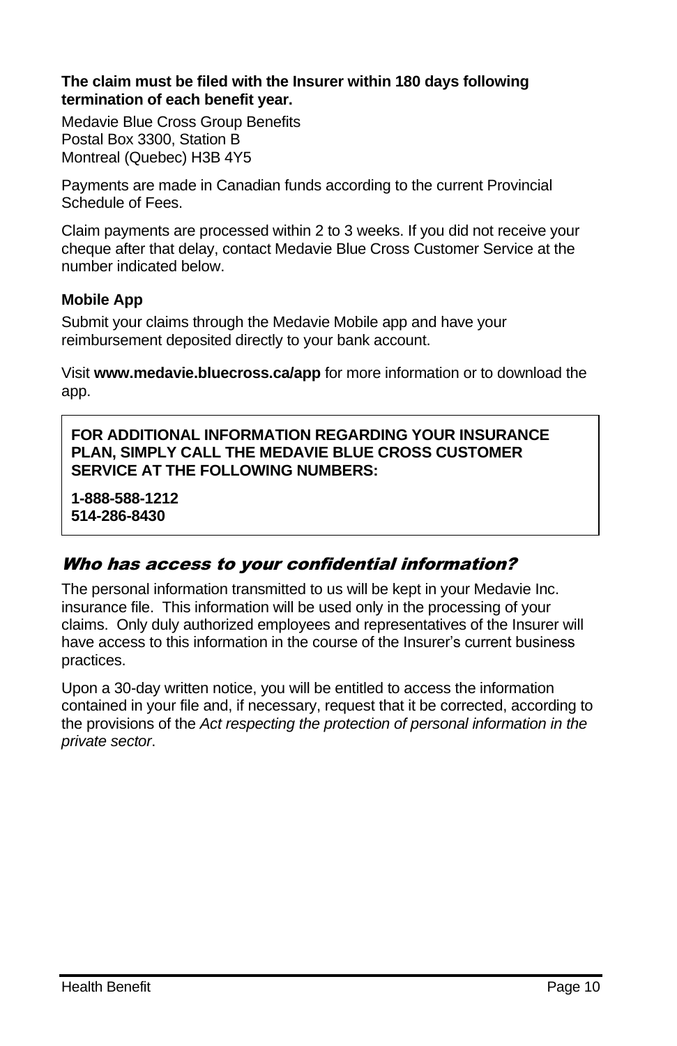**The claim must be filed with the Insurer within 180 days following termination of each benefit year.**

Medavie Blue Cross Group Benefits
Postal Box 3300, Station B
Montreal (Quebec) H3B 4Y5

Payments are made in Canadian funds according to the current Provincial Schedule of Fees.

Claim payments are processed within 2 to 3 weeks. If you did not receive your cheque after that delay, contact Medavie Blue Cross Customer Service at the number indicated below.

**Mobile App**

Submit your claims through the Medavie Mobile app and have your reimbursement deposited directly to your bank account.

Visit **www.medavie.bluecross.ca/app** for more information or to download the app.

**FOR ADDITIONAL INFORMATION REGARDING YOUR INSURANCE PLAN, SIMPLY CALL THE MEDAVIE BLUE CROSS CUSTOMER SERVICE AT THE FOLLOWING NUMBERS:**

**1-888-588-1212**
**514-286-8430**

## *Who has access to your confidential information?*

The personal information transmitted to us will be kept in your Medavie Inc. insurance file. This information will be used only in the processing of your claims. Only duly authorized employees and representatives of the Insurer will have access to this information in the course of the Insurer's current business practices.

Upon a 30-day written notice, you will be entitled to access the information contained in your file and, if necessary, request that it be corrected, according to the provisions of the *Act respecting the protection of personal information in the private sector*.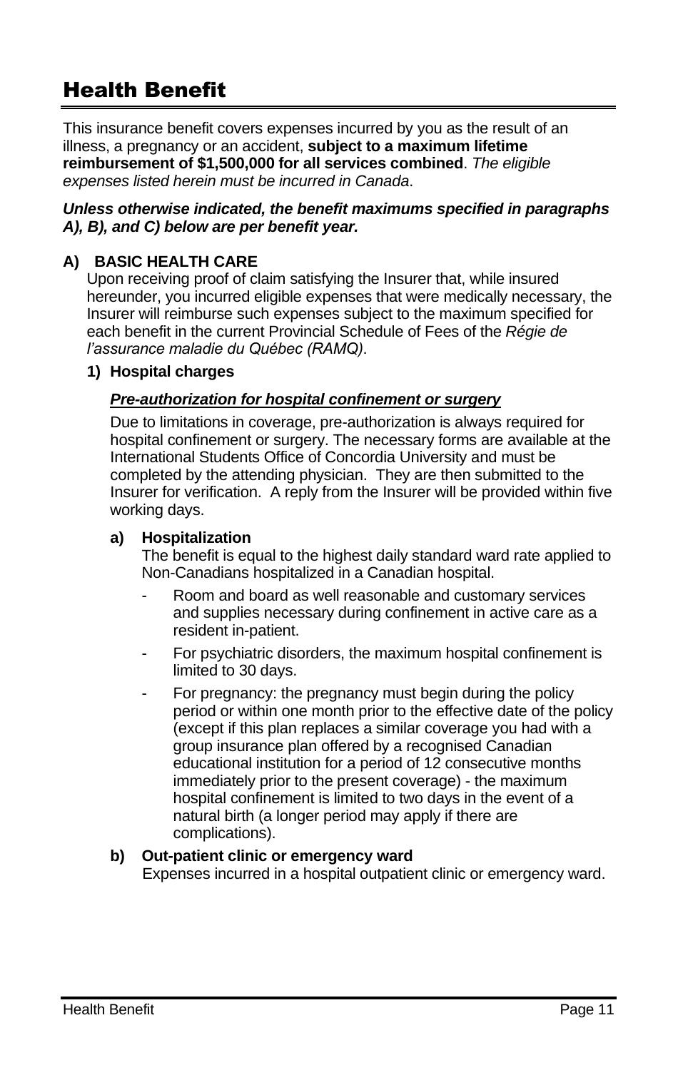# Health Benefit

This insurance benefit covers expenses incurred by you as the result of an illness, a pregnancy or an accident, **subject to a maximum lifetime reimbursement of $1,500,000 for all services combined**. *The eligible expenses listed herein must be incurred in Canada*.

***Unless otherwise indicated, the benefit maximums specified in paragraphs A), B), and C) below are per benefit year.***

## A) BASIC HEALTH CARE

Upon receiving proof of claim satisfying the Insurer that, while insured hereunder, you incurred eligible expenses that were medically necessary, the Insurer will reimburse such expenses subject to the maximum specified for each benefit in the current Provincial Schedule of Fees of the *Régie de l'assurance maladie du Québec (RAMQ)*.

### 1) Hospital charges

***Pre-authorization for hospital confinement or surgery***

Due to limitations in coverage, pre-authorization is always required for hospital confinement or surgery. The necessary forms are available at the International Students Office of Concordia University and must be completed by the attending physician. They are then submitted to the Insurer for verification. A reply from the Insurer will be provided within five working days.

**a) Hospitalization**

The benefit is equal to the highest daily standard ward rate applied to Non-Canadians hospitalized in a Canadian hospital.

- Room and board as well reasonable and customary services and supplies necessary during confinement in active care as a resident in-patient.
- For psychiatric disorders, the maximum hospital confinement is limited to 30 days.
- For pregnancy: the pregnancy must begin during the policy period or within one month prior to the effective date of the policy (except if this plan replaces a similar coverage you had with a group insurance plan offered by a recognised Canadian educational institution for a period of 12 consecutive months immediately prior to the present coverage) - the maximum hospital confinement is limited to two days in the event of a natural birth (a longer period may apply if there are complications).

**b) Out-patient clinic or emergency ward**

Expenses incurred in a hospital outpatient clinic or emergency ward.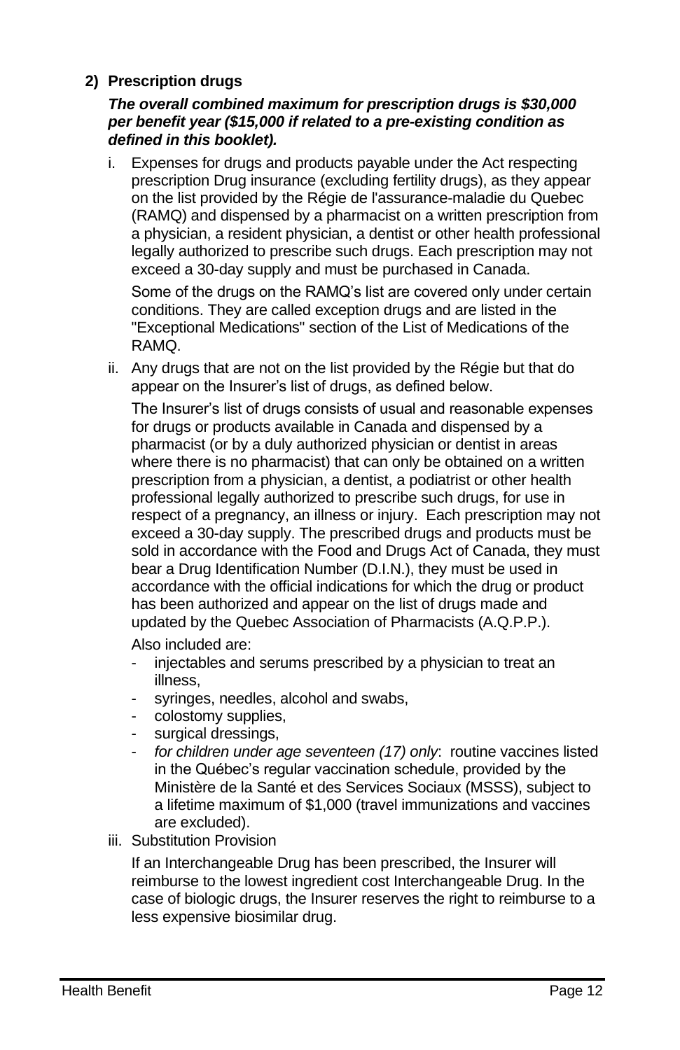**2) Prescription drugs**

***The overall combined maximum for prescription drugs is $30,000 per benefit year ($15,000 if related to a pre-existing condition as defined in this booklet).***

i. Expenses for drugs and products payable under the Act respecting prescription Drug insurance (excluding fertility drugs), as they appear on the list provided by the Régie de l'assurance-maladie du Quebec (RAMQ) and dispensed by a pharmacist on a written prescription from a physician, a resident physician, a dentist or other health professional legally authorized to prescribe such drugs. Each prescription may not exceed a 30-day supply and must be purchased in Canada.

   Some of the drugs on the RAMQ's list are covered only under certain conditions. They are called exception drugs and are listed in the "Exceptional Medications" section of the List of Medications of the RAMQ.

ii. Any drugs that are not on the list provided by the Régie but that do appear on the Insurer's list of drugs, as defined below.

   The Insurer's list of drugs consists of usual and reasonable expenses for drugs or products available in Canada and dispensed by a pharmacist (or by a duly authorized physician or dentist in areas where there is no pharmacist) that can only be obtained on a written prescription from a physician, a dentist, a podiatrist or other health professional legally authorized to prescribe such drugs, for use in respect of a pregnancy, an illness or injury. Each prescription may not exceed a 30-day supply. The prescribed drugs and products must be sold in accordance with the Food and Drugs Act of Canada, they must bear a Drug Identification Number (D.I.N.), they must be used in accordance with the official indications for which the drug or product has been authorized and appear on the list of drugs made and updated by the Quebec Association of Pharmacists (A.Q.P.P.).

   Also included are:

   - injectables and serums prescribed by a physician to treat an illness,
   - syringes, needles, alcohol and swabs,
   - colostomy supplies,
   - surgical dressings,
   - *for children under age seventeen (17) only*: routine vaccines listed in the Québec's regular vaccination schedule, provided by the Ministère de la Santé et des Services Sociaux (MSSS), subject to a lifetime maximum of $1,000 (travel immunizations and vaccines are excluded).

iii. Substitution Provision

   If an Interchangeable Drug has been prescribed, the Insurer will reimburse to the lowest ingredient cost Interchangeable Drug. In the case of biologic drugs, the Insurer reserves the right to reimburse to a less expensive biosimilar drug.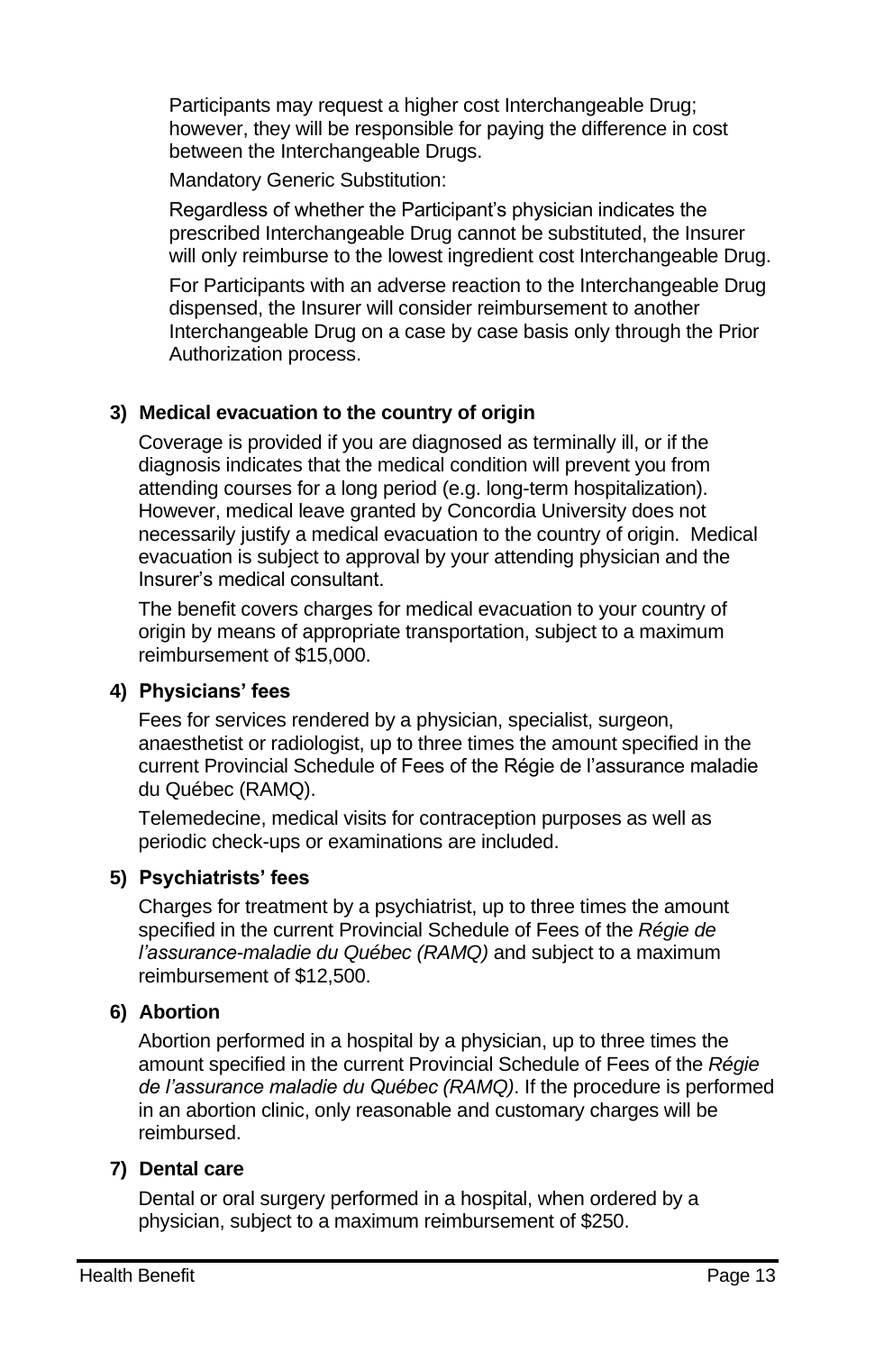Participants may request a higher cost Interchangeable Drug; however, they will be responsible for paying the difference in cost between the Interchangeable Drugs.

Mandatory Generic Substitution:

Regardless of whether the Participant's physician indicates the prescribed Interchangeable Drug cannot be substituted, the Insurer will only reimburse to the lowest ingredient cost Interchangeable Drug.

For Participants with an adverse reaction to the Interchangeable Drug dispensed, the Insurer will consider reimbursement to another Interchangeable Drug on a case by case basis only through the Prior Authorization process.

**3) Medical evacuation to the country of origin**

Coverage is provided if you are diagnosed as terminally ill, or if the diagnosis indicates that the medical condition will prevent you from attending courses for a long period (e.g. long-term hospitalization). However, medical leave granted by Concordia University does not necessarily justify a medical evacuation to the country of origin. Medical evacuation is subject to approval by your attending physician and the Insurer's medical consultant.

The benefit covers charges for medical evacuation to your country of origin by means of appropriate transportation, subject to a maximum reimbursement of $15,000.

**4) Physicians' fees**

Fees for services rendered by a physician, specialist, surgeon, anaesthetist or radiologist, up to three times the amount specified in the current Provincial Schedule of Fees of the Régie de l'assurance maladie du Québec (RAMQ).

Telemedecine, medical visits for contraception purposes as well as periodic check-ups or examinations are included.

**5) Psychiatrists' fees**

Charges for treatment by a psychiatrist, up to three times the amount specified in the current Provincial Schedule of Fees of the *Régie de l'assurance-maladie du Québec (RAMQ)* and subject to a maximum reimbursement of $12,500.

**6) Abortion**

Abortion performed in a hospital by a physician, up to three times the amount specified in the current Provincial Schedule of Fees of the *Régie de l'assurance maladie du Québec (RAMQ)*. If the procedure is performed in an abortion clinic, only reasonable and customary charges will be reimbursed.

**7) Dental care**

Dental or oral surgery performed in a hospital, when ordered by a physician, subject to a maximum reimbursement of $250.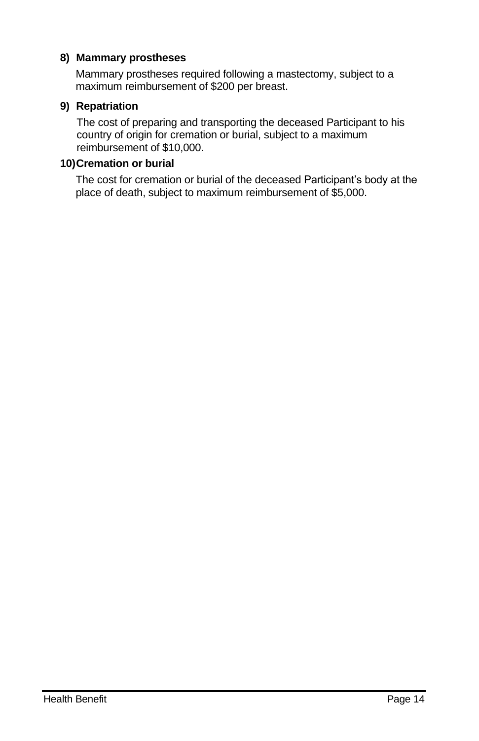**8) Mammary prostheses**

Mammary prostheses required following a mastectomy, subject to a maximum reimbursement of $200 per breast.

**9) Repatriation**

The cost of preparing and transporting the deceased Participant to his country of origin for cremation or burial, subject to a maximum reimbursement of $10,000.

**10) Cremation or burial**

The cost for cremation or burial of the deceased Participant's body at the place of death, subject to maximum reimbursement of $5,000.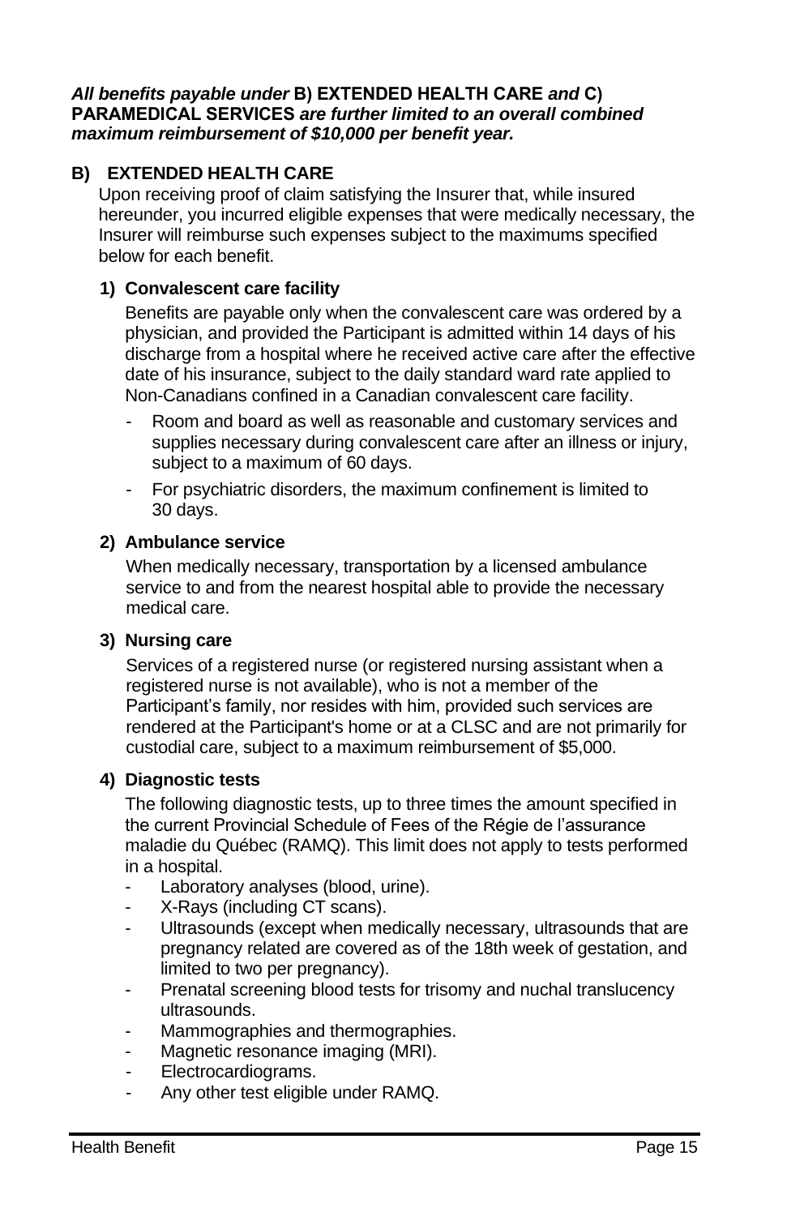***All benefits payable under* B) EXTENDED HEALTH CARE *and* C) PARAMEDICAL SERVICES *are further limited to an overall combined maximum reimbursement of $10,000 per benefit year.***

## B) EXTENDED HEALTH CARE

Upon receiving proof of claim satisfying the Insurer that, while insured hereunder, you incurred eligible expenses that were medically necessary, the Insurer will reimburse such expenses subject to the maximums specified below for each benefit.

### 1) Convalescent care facility

Benefits are payable only when the convalescent care was ordered by a physician, and provided the Participant is admitted within 14 days of his discharge from a hospital where he received active care after the effective date of his insurance, subject to the daily standard ward rate applied to Non-Canadians confined in a Canadian convalescent care facility.

- Room and board as well as reasonable and customary services and supplies necessary during convalescent care after an illness or injury, subject to a maximum of 60 days.
- For psychiatric disorders, the maximum confinement is limited to 30 days.

### 2) Ambulance service

When medically necessary, transportation by a licensed ambulance service to and from the nearest hospital able to provide the necessary medical care.

### 3) Nursing care

Services of a registered nurse (or registered nursing assistant when a registered nurse is not available), who is not a member of the Participant's family, nor resides with him, provided such services are rendered at the Participant's home or at a CLSC and are not primarily for custodial care, subject to a maximum reimbursement of $5,000.

### 4) Diagnostic tests

The following diagnostic tests, up to three times the amount specified in the current Provincial Schedule of Fees of the Régie de l'assurance maladie du Québec (RAMQ). This limit does not apply to tests performed in a hospital.

- Laboratory analyses (blood, urine).
- X-Rays (including CT scans).
- Ultrasounds (except when medically necessary, ultrasounds that are pregnancy related are covered as of the 18th week of gestation, and limited to two per pregnancy).
- Prenatal screening blood tests for trisomy and nuchal translucency ultrasounds.
- Mammographies and thermographies.
- Magnetic resonance imaging (MRI).
- Electrocardiograms.
- Any other test eligible under RAMQ.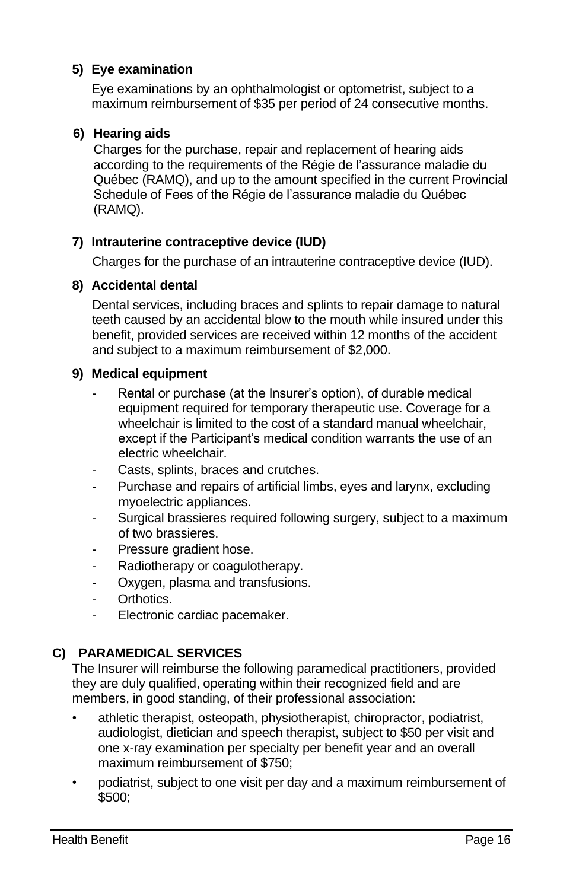**5) Eye examination**

Eye examinations by an ophthalmologist or optometrist, subject to a maximum reimbursement of $35 per period of 24 consecutive months.

**6) Hearing aids**

Charges for the purchase, repair and replacement of hearing aids according to the requirements of the Régie de l'assurance maladie du Québec (RAMQ), and up to the amount specified in the current Provincial Schedule of Fees of the Régie de l'assurance maladie du Québec (RAMQ).

**7) Intrauterine contraceptive device (IUD)**

Charges for the purchase of an intrauterine contraceptive device (IUD).

**8) Accidental dental**

Dental services, including braces and splints to repair damage to natural teeth caused by an accidental blow to the mouth while insured under this benefit, provided services are received within 12 months of the accident and subject to a maximum reimbursement of $2,000.

**9) Medical equipment**

- Rental or purchase (at the Insurer's option), of durable medical equipment required for temporary therapeutic use. Coverage for a wheelchair is limited to the cost of a standard manual wheelchair, except if the Participant's medical condition warrants the use of an electric wheelchair.
- Casts, splints, braces and crutches.
- Purchase and repairs of artificial limbs, eyes and larynx, excluding myoelectric appliances.
- Surgical brassieres required following surgery, subject to a maximum of two brassieres.
- Pressure gradient hose.
- Radiotherapy or coagulotherapy.
- Oxygen, plasma and transfusions.
- Orthotics.
- Electronic cardiac pacemaker.

## C) PARAMEDICAL SERVICES

The Insurer will reimburse the following paramedical practitioners, provided they are duly qualified, operating within their recognized field and are members, in good standing, of their professional association:

- athletic therapist, osteopath, physiotherapist, chiropractor, podiatrist, audiologist, dietician and speech therapist, subject to $50 per visit and one x-ray examination per specialty per benefit year and an overall maximum reimbursement of $750;
- podiatrist, subject to one visit per day and a maximum reimbursement of $500;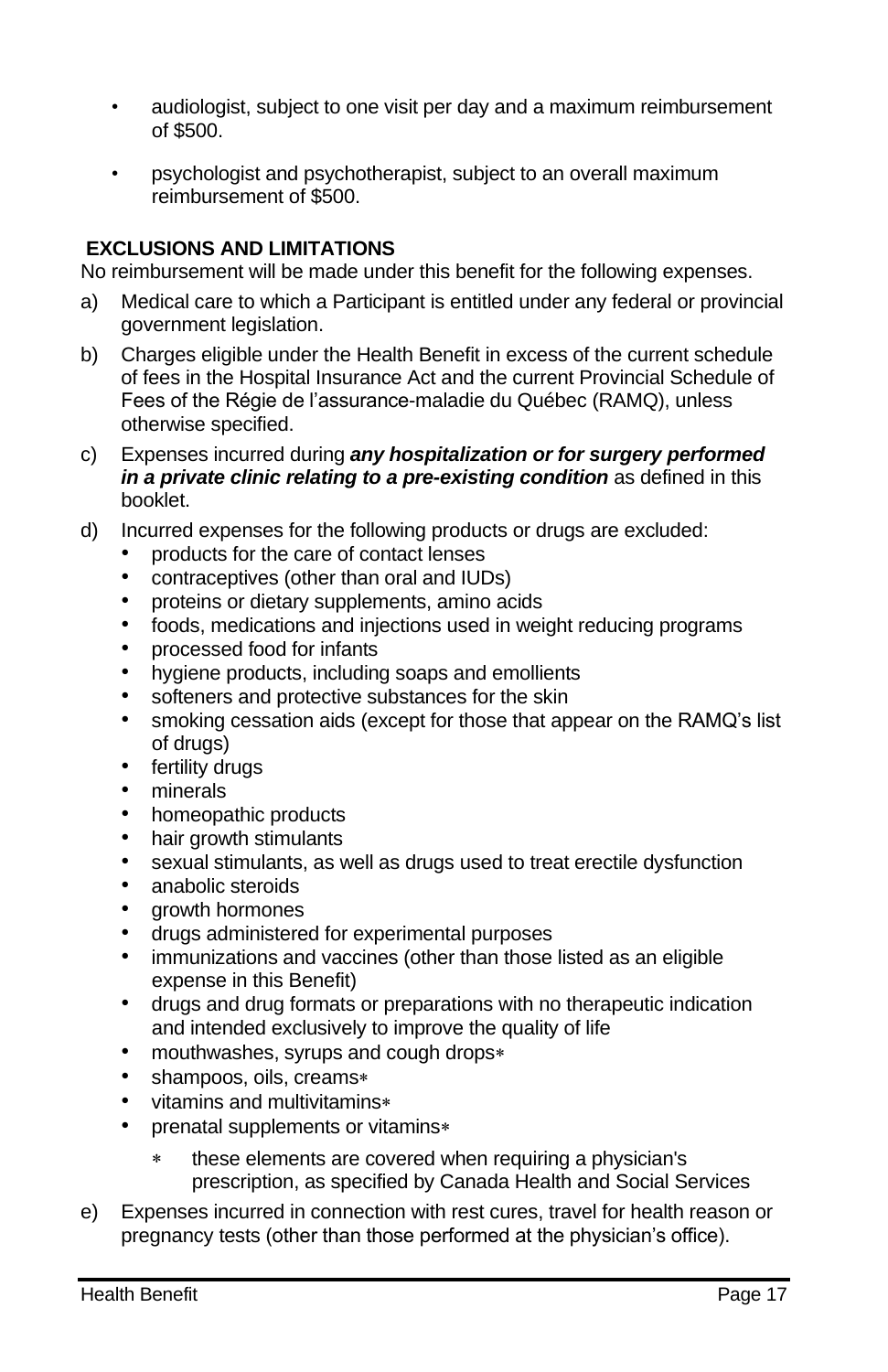- audiologist, subject to one visit per day and a maximum reimbursement of $500.
- psychologist and psychotherapist, subject to an overall maximum reimbursement of $500.

**EXCLUSIONS AND LIMITATIONS**

No reimbursement will be made under this benefit for the following expenses.

a) Medical care to which a Participant is entitled under any federal or provincial government legislation.

b) Charges eligible under the Health Benefit in excess of the current schedule of fees in the Hospital Insurance Act and the current Provincial Schedule of Fees of the Régie de l'assurance-maladie du Québec (RAMQ), unless otherwise specified.

c) Expenses incurred during ***any hospitalization or for surgery performed in a private clinic relating to a pre-existing condition*** as defined in this booklet.

d) Incurred expenses for the following products or drugs are excluded:
   - products for the care of contact lenses
   - contraceptives (other than oral and IUDs)
   - proteins or dietary supplements, amino acids
   - foods, medications and injections used in weight reducing programs
   - processed food for infants
   - hygiene products, including soaps and emollients
   - softeners and protective substances for the skin
   - smoking cessation aids (except for those that appear on the RAMQ's list of drugs)
   - fertility drugs
   - minerals
   - homeopathic products
   - hair growth stimulants
   - sexual stimulants, as well as drugs used to treat erectile dysfunction
   - anabolic steroids
   - growth hormones
   - drugs administered for experimental purposes
   - immunizations and vaccines (other than those listed as an eligible expense in this Benefit)
   - drugs and drug formats or preparations with no therapeutic indication and intended exclusively to improve the quality of life
   - mouthwashes, syrups and cough drops*
   - shampoos, oils, creams*
   - vitamins and multivitamins*
   - prenatal supplements or vitamins*

     \* these elements are covered when requiring a physician's prescription, as specified by Canada Health and Social Services

e) Expenses incurred in connection with rest cures, travel for health reason or pregnancy tests (other than those performed at the physician's office).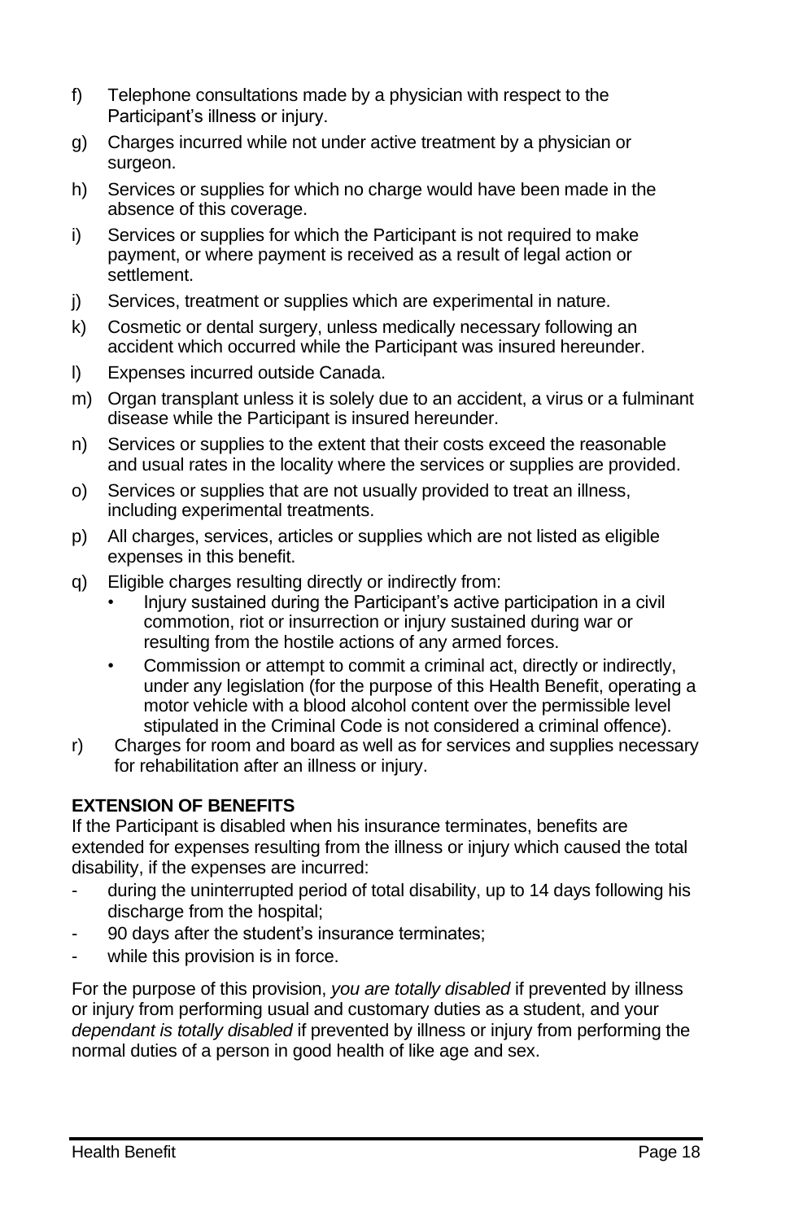f) Telephone consultations made by a physician with respect to the Participant's illness or injury.
g) Charges incurred while not under active treatment by a physician or surgeon.
h) Services or supplies for which no charge would have been made in the absence of this coverage.
i) Services or supplies for which the Participant is not required to make payment, or where payment is received as a result of legal action or settlement.
j) Services, treatment or supplies which are experimental in nature.
k) Cosmetic or dental surgery, unless medically necessary following an accident which occurred while the Participant was insured hereunder.
l) Expenses incurred outside Canada.
m) Organ transplant unless it is solely due to an accident, a virus or a fulminant disease while the Participant is insured hereunder.
n) Services or supplies to the extent that their costs exceed the reasonable and usual rates in the locality where the services or supplies are provided.
o) Services or supplies that are not usually provided to treat an illness, including experimental treatments.
p) All charges, services, articles or supplies which are not listed as eligible expenses in this benefit.
q) Eligible charges resulting directly or indirectly from:
    - Injury sustained during the Participant's active participation in a civil commotion, riot or insurrection or injury sustained during war or resulting from the hostile actions of any armed forces.
    - Commission or attempt to commit a criminal act, directly or indirectly, under any legislation (for the purpose of this Health Benefit, operating a motor vehicle with a blood alcohol content over the permissible level stipulated in the Criminal Code is not considered a criminal offence).
r) Charges for room and board as well as for services and supplies necessary for rehabilitation after an illness or injury.

**EXTENSION OF BENEFITS**

If the Participant is disabled when his insurance terminates, benefits are extended for expenses resulting from the illness or injury which caused the total disability, if the expenses are incurred:

- during the uninterrupted period of total disability, up to 14 days following his discharge from the hospital;
- 90 days after the student's insurance terminates;
- while this provision is in force.

For the purpose of this provision, *you are totally disabled* if prevented by illness or injury from performing usual and customary duties as a student, and your *dependant is totally disabled* if prevented by illness or injury from performing the normal duties of a person in good health of like age and sex.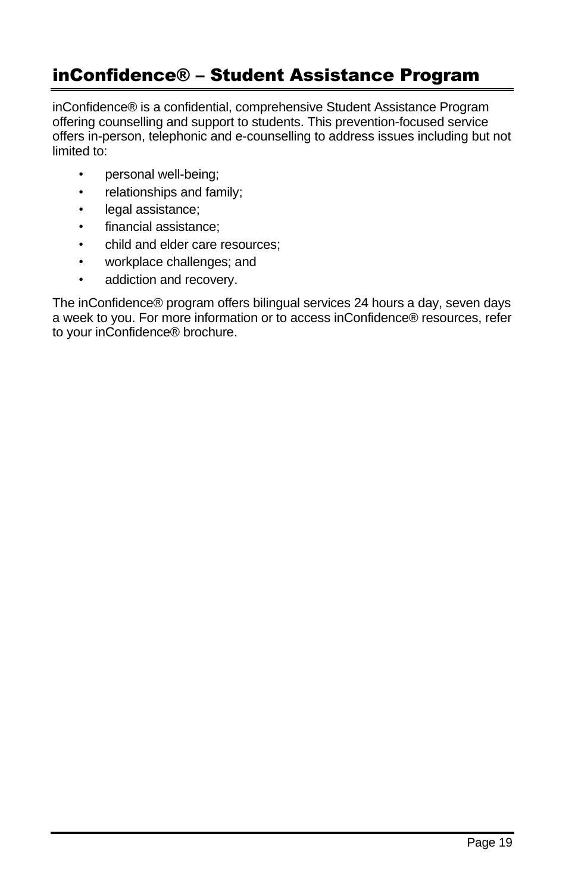# inConfidence® – Student Assistance Program

inConfidence® is a confidential, comprehensive Student Assistance Program offering counselling and support to students. This prevention-focused service offers in-person, telephonic and e-counselling to address issues including but not limited to:

- personal well-being;
- relationships and family;
- legal assistance;
- financial assistance;
- child and elder care resources;
- workplace challenges; and
- addiction and recovery.

The inConfidence® program offers bilingual services 24 hours a day, seven days a week to you. For more information or to access inConfidence® resources, refer to your inConfidence® brochure.